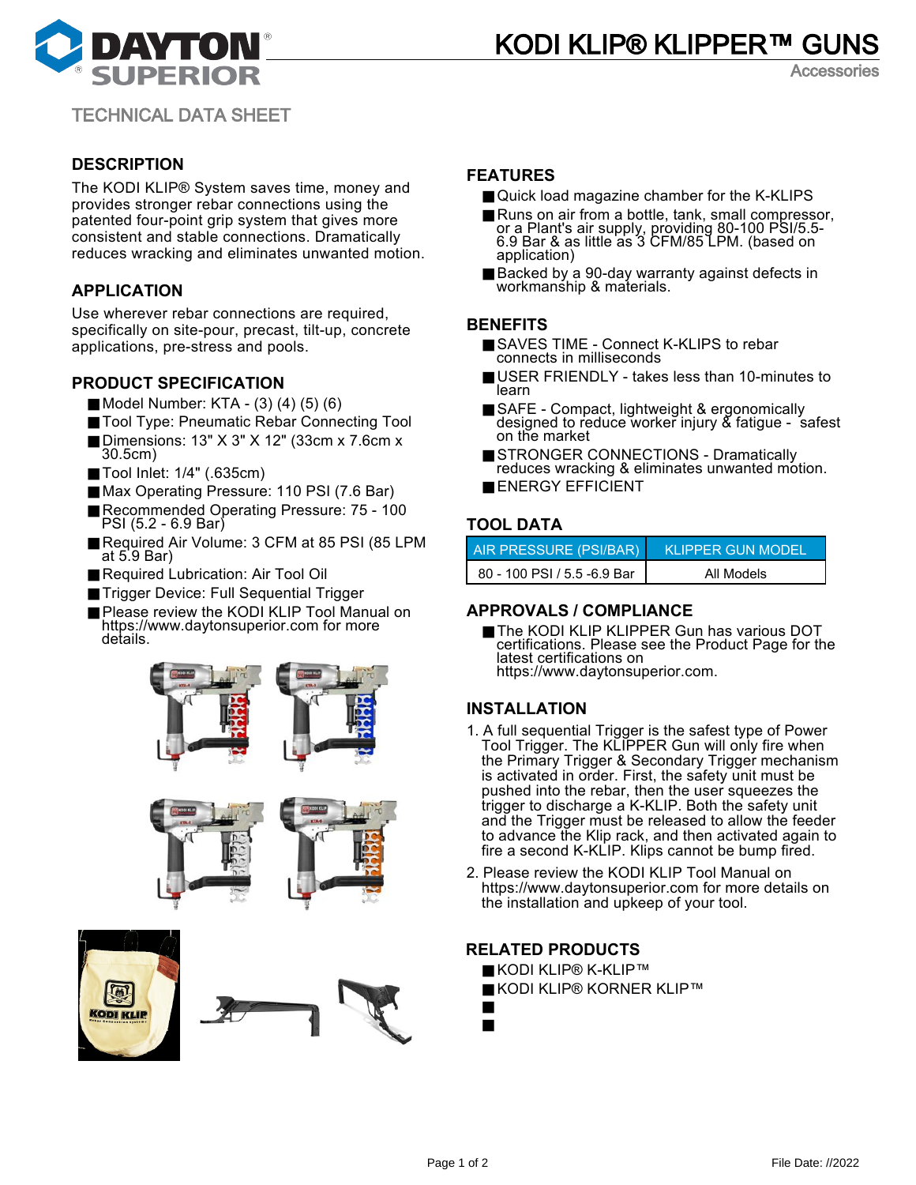# KODI KLIP® KLIPPER™ GUNS

Accessories

TECHNICAL DATA SHEET

## DESCRIPTION

The KODI KLIP® System saves time, money and provides stronger rebar connections using the patented four-point grip system that gives more consistent and stable connections. Dramatically reduces wracking and eliminates unwanted motion.

## APPLICATION

Use wherever rebar connections are required, specifically on site-pour, precast, tilt-up, concrete applications, pre-stress and pools.

## PRODUCT SPECIFICATION

- Model Number: KTA - (3) (4) (5) (6)
- Tool Type: Pneumatic Rebar Connecting Tool
- Dimensions: 13" X 3" X 12" (33cm x 7.6cm x 30.5cm)
- Tool Inlet: 1/4" (.635cm)
- Max Operating Pressure: 110 PSI (7.6 Bar)
- Recommended Operating Pressure: 75 - 100 PSI (5.2 - 6.9 Bar)
- Required Air Volume: 3 CFM at 85 PSI (85 LPM at 5.9 Bar)
- Required Lubrication: Air Tool Oil
- Trigger Device: Full Sequential Trigger
- Please review the KODI KLIP Tool Manual on https://www.daytonsuperior.com for more details.

## FEATURES

- Quick load magazine chamber for the K-KLIPS
- Runs on air from a bottle, tank, small compressor, or a Plant's air supply, providing 80-100 PSI/5.5-6.9 Bar & as little as 3 CFM/85 LPM. (based on application)
- Backed by a 90-day warranty against defects in workmanship & materials.

## BENEFITS

- SAVES TIME - Connect K-KLIPS to rebar connects in milliseconds
- USER FRIENDLY - takes less than 10-minutes to learn
- SAFE - Compact, lightweight & ergonomically designed to reduce worker injury & fatigue - safest on the market
- STRONGER CONNECTIONS - Dramatically reduces wracking & eliminates unwanted motion.
- ENERGY EFFICIENT

## TOOL DATA

| AIR PRESSURE (PSI/BAR) | KLIPPER GUN MODEL |
|---|---|
| 80 - 100 PSI / 5.5 -6.9 Bar | All Models |

## APPROVALS / COMPLIANCE

- The KODI KLIP KLIPPER Gun has various DOT certifications. Please see the Product Page for the latest certifications on https://www.daytonsuperior.com.

## INSTALLATION

1. A full sequential Trigger is the safest type of Power Tool Trigger. The KLIPPER Gun will only fire when the Primary Trigger & Secondary Trigger mechanism is activated in order. First, the safety unit must be pushed into the rebar, then the user squeezes the trigger to discharge a K-KLIP. Both the safety unit and the Trigger must be released to allow the feeder to advance the Klip rack, and then activated again to fire a second K-KLIP. Klips cannot be bump fired.
2. Please review the KODI KLIP Tool Manual on https://www.daytonsuperior.com for more details on the installation and upkeep of your tool.

## RELATED PRODUCTS

- KODI KLIP® K-KLIP™
- KODI KLIP® KORNER KLIP™

File Date: //2022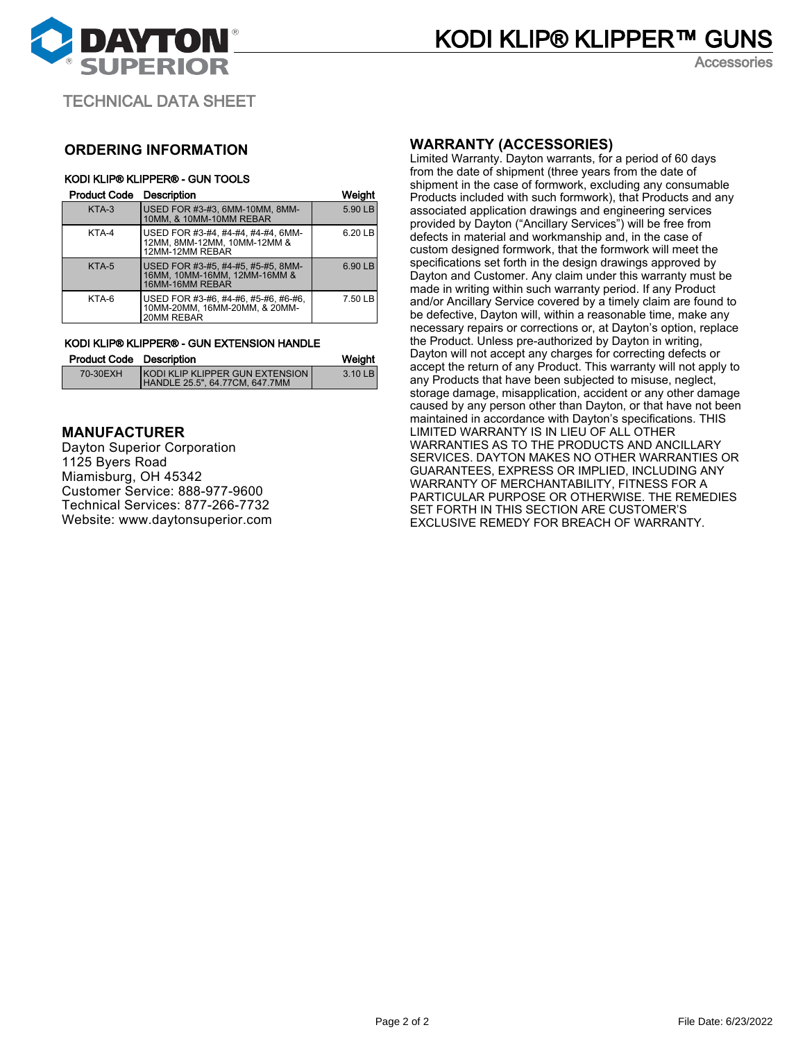# KODI KLIP® KLIPPER™ GUNS

Accessories

TECHNICAL DATA SHEET

## ORDERING INFORMATION

### KODI KLIP® KLIPPER® - GUN TOOLS

| Product Code | Description | Weight |
|---|---|---|
| KTA-3 | USED FOR #3-#3, 6MM-10MM, 8MM-10MM, & 10MM-10MM REBAR | 5.90 LB |
| KTA-4 | USED FOR #3-#4, #4-#4, #4-#4, 6MM-12MM, 8MM-12MM, 10MM-12MM & 12MM-12MM REBAR | 6.20 LB |
| KTA-5 | USED FOR #3-#5, #4-#5, #5-#5, 8MM-16MM, 10MM-16MM, 12MM-16MM & 16MM-16MM REBAR | 6.90 LB |
| KTA-6 | USED FOR #3-#6, #4-#6, #5-#6, #6-#6, 10MM-20MM, 16MM-20MM, & 20MM-20MM REBAR | 7.50 LB |

### KODI KLIP® KLIPPER® - GUN EXTENSION HANDLE

| Product Code | Description | Weight |
|---|---|---|
| 70-30EXH | KODI KLIP KLIPPER GUN EXTENSION HANDLE 25.5", 64.77CM, 647.7MM | 3.10 LB |

## MANUFACTURER

Dayton Superior Corporation
1125 Byers Road
Miamisburg, OH 45342
Customer Service: 888-977-9600
Technical Services: 877-266-7732
Website: www.daytonsuperior.com

## WARRANTY (ACCESSORIES)

Limited Warranty. Dayton warrants, for a period of 60 days from the date of shipment (three years from the date of shipment in the case of formwork, excluding any consumable Products included with such formwork), that Products and any associated application drawings and engineering services provided by Dayton ("Ancillary Services") will be free from defects in material and workmanship and, in the case of custom designed formwork, that the formwork will meet the specifications set forth in the design drawings approved by Dayton and Customer. Any claim under this warranty must be made in writing within such warranty period. If any Product and/or Ancillary Service covered by a timely claim are found to be defective, Dayton will, within a reasonable time, make any necessary repairs or corrections or, at Dayton's option, replace the Product. Unless pre-authorized by Dayton in writing, Dayton will not accept any charges for correcting defects or accept the return of any Product. This warranty will not apply to any Products that have been subjected to misuse, neglect, storage damage, misapplication, accident or any other damage caused by any person other than Dayton, or that have not been maintained in accordance with Dayton's specifications. THIS LIMITED WARRANTY IS IN LIEU OF ALL OTHER WARRANTIES AS TO THE PRODUCTS AND ANCILLARY SERVICES. DAYTON MAKES NO OTHER WARRANTIES OR GUARANTEES, EXPRESS OR IMPLIED, INCLUDING ANY WARRANTY OF MERCHANTABILITY, FITNESS FOR A PARTICULAR PURPOSE OR OTHERWISE. THE REMEDIES SET FORTH IN THIS SECTION ARE CUSTOMER'S EXCLUSIVE REMEDY FOR BREACH OF WARRANTY.

File Date: 6/23/2022